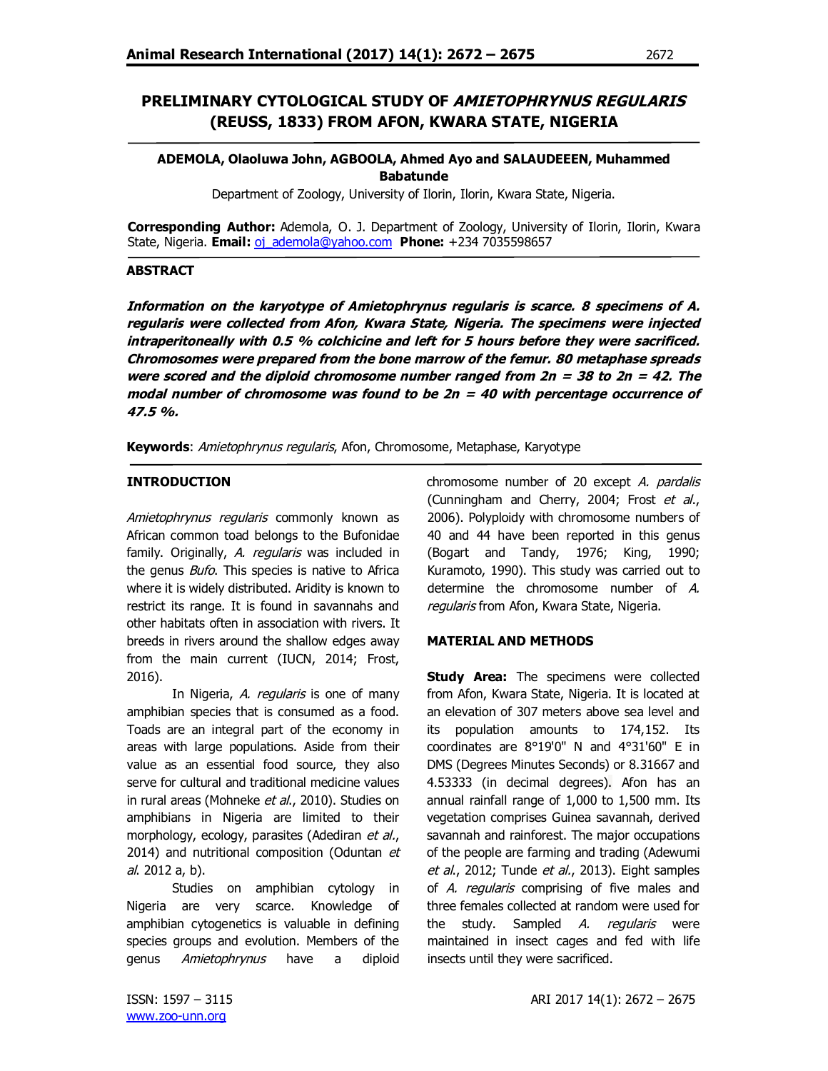# PRELIMINARY CYTOLOGICAL STUDY OF *AMIETOPHRYNUS REGULARIS* (REUSS, 1833) FROM AFON, KWARA STATE, NIGERIA

**ADEMOLA, Olaoluwa John, AGBOOLA, Ahmed Ayo and SALAUDEEN, Muhammed Babatunde**

Department of Zoology, University of Ilorin, Ilorin, Kwara State, Nigeria.

**Corresponding Author:** Ademola, O. J. Department of Zoology, University of Ilorin, Ilorin, Kwara State, Nigeria. **Email:** oj_ademola@yahoo.com **Phone:** +234 7035598657

## ABSTRACT

***Information on the karyotype of Amietophrynus regularis is scarce. 8 specimens of A. regularis were collected from Afon, Kwara State, Nigeria. The specimens were injected intraperitoneally with 0.5 % colchicine and left for 5 hours before they were sacrificed. Chromosomes were prepared from the bone marrow of the femur. 80 metaphase spreads were scored and the diploid chromosome number ranged from 2n = 38 to 2n = 42. The modal number of chromosome was found to be 2n = 40 with percentage occurrence of 47.5 %.***

**Keywords**: *Amietophrynus regularis*, Afon, Chromosome, Metaphase, Karyotype

## INTRODUCTION

*Amietophrynus regularis* commonly known as African common toad belongs to the Bufonidae family. Originally, *A. regularis* was included in the genus *Bufo*. This species is native to Africa where it is widely distributed. Aridity is known to restrict its range. It is found in savannahs and other habitats often in association with rivers. It breeds in rivers around the shallow edges away from the main current (IUCN, 2014; Frost, 2016).

In Nigeria, *A. regularis* is one of many amphibian species that is consumed as a food. Toads are an integral part of the economy in areas with large populations. Aside from their value as an essential food source, they also serve for cultural and traditional medicine values in rural areas (Mohneke *et al.*, 2010). Studies on amphibians in Nigeria are limited to their morphology, ecology, parasites (Adediran *et al.*, 2014) and nutritional composition (Oduntan *et al*. 2012 a, b).

Studies on amphibian cytology in Nigeria are very scarce. Knowledge of amphibian cytogenetics is valuable in defining species groups and evolution. Members of the genus *Amietophrynus* have a diploid chromosome number of 20 except *A. pardalis* (Cunningham and Cherry, 2004; Frost *et al.*, 2006). Polyploidy with chromosome numbers of 40 and 44 have been reported in this genus (Bogart and Tandy, 1976; King, 1990; Kuramoto, 1990). This study was carried out to determine the chromosome number of *A. regularis* from Afon, Kwara State, Nigeria.

## MATERIAL AND METHODS

**Study Area:** The specimens were collected from Afon, Kwara State, Nigeria. It is located at an elevation of 307 meters above sea level and its population amounts to 174,152. Its coordinates are 8°19'0" N and 4°31'60" E in DMS (Degrees Minutes Seconds) or 8.31667 and 4.53333 (in decimal degrees). Afon has an annual rainfall range of 1,000 to 1,500 mm. Its vegetation comprises Guinea savannah, derived savannah and rainforest. The major occupations of the people are farming and trading (Adewumi *et al.*, 2012; Tunde *et al.*, 2013). Eight samples of *A. regularis* comprising of five males and three females collected at random were used for the study. Sampled *A. regularis* were maintained in insect cages and fed with life insects until they were sacrificed.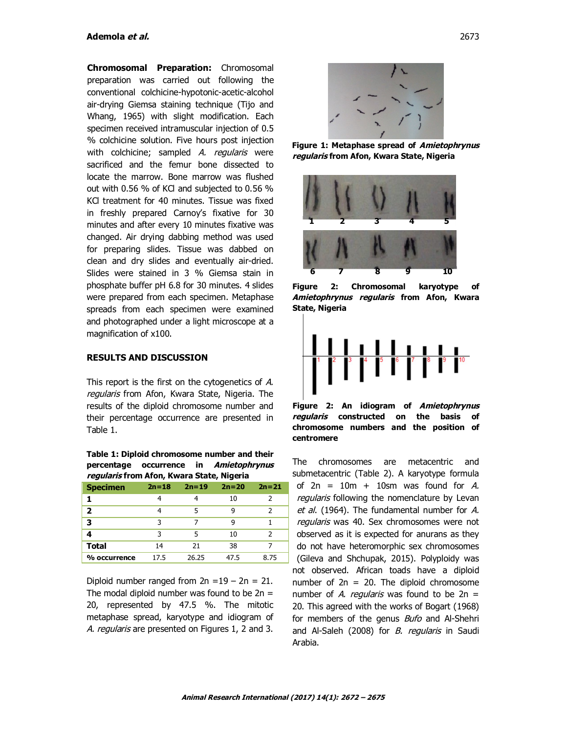**Chromosomal Preparation:** Chromosomal preparation was carried out following the conventional colchicine-hypotonic-acetic-alcohol air-drying Giemsa staining technique (Tijo and Whang, 1965) with slight modification. Each specimen received intramuscular injection of 0.5 % colchicine solution. Five hours post injection with colchicine; sampled *A. regularis* were sacrificed and the femur bone dissected to locate the marrow. Bone marrow was flushed out with 0.56 % of KCl and subjected to 0.56 % KCl treatment for 40 minutes. Tissue was fixed in freshly prepared Carnoy's fixative for 30 minutes and after every 10 minutes fixative was changed. Air drying dabbing method was used for preparing slides. Tissue was dabbed on clean and dry slides and eventually air-dried. Slides were stained in 3 % Giemsa stain in phosphate buffer pH 6.8 for 30 minutes. 4 slides were prepared from each specimen. Metaphase spreads from each specimen were examined and photographed under a light microscope at a magnification of x100.

## RESULTS AND DISCUSSION

This report is the first on the cytogenetics of *A. regularis* from Afon, Kwara State, Nigeria. The results of the diploid chromosome number and their percentage occurrence are presented in Table 1.

**Table 1: Diploid chromosome number and their percentage occurrence in *Amietophrynus regularis* from Afon, Kwara State, Nigeria**

| Specimen | 2n=18 | 2n=19 | 2n=20 | 2n=21 |
|---|---|---|---|---|
| 1 | 4 | 4 | 10 | 2 |
| 2 | 4 | 5 | 9 | 2 |
| 3 | 3 | 7 | 9 | 1 |
| 4 | 3 | 5 | 10 | 2 |
| Total | 14 | 21 | 38 | 7 |
| % occurrence | 17.5 | 26.25 | 47.5 | 8.75 |

Diploid number ranged from 2n =19 – 2n = 21. The modal diploid number was found to be 2n = 20, represented by 47.5 %. The mitotic metaphase spread, karyotype and idiogram of *A. regularis* are presented on Figures 1, 2 and 3.

**Figure 1: Metaphase spread of *Amietophrynus regularis* from Afon, Kwara State, Nigeria**

**Figure 2: Chromosomal karyotype of *Amietophrynus regularis* from Afon, Kwara State, Nigeria**

**Figure 2: An idiogram of *Amietophrynus regularis* constructed on the basis of chromosome numbers and the position of centromere**

The chromosomes are metacentric and submetacentric (Table 2). A karyotype formula of 2n = 10m + 10sm was found for *A. regularis* following the nomenclature by Levan *et al*. (1964). The fundamental number for *A. regularis* was 40. Sex chromosomes were not observed as it is expected for anurans as they do not have heteromorphic sex chromosomes (Gileva and Shchupak, 2015). Polyploidy was not observed. African toads have a diploid number of 2n = 20. The diploid chromosome number of *A. regularis* was found to be 2n = 20. This agreed with the works of Bogart (1968) for members of the genus *Bufo* and Al-Shehri and Al-Saleh (2008) for *B. regularis* in Saudi Arabia.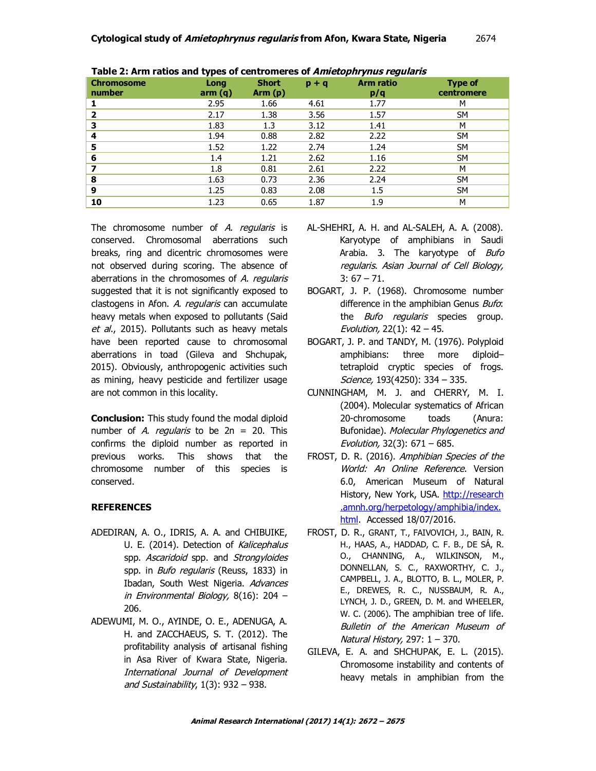**Table 2: Arm ratios and types of centromeres of *Amietophrynus regularis***

| Chromosome number | Long arm (q) | Short Arm (p) | p + q | Arm ratio p/q | Type of centromere |
|---|---|---|---|---|---|
| **1** | 2.95 | 1.66 | 4.61 | 1.77 | M |
| **2** | 2.17 | 1.38 | 3.56 | 1.57 | SM |
| **3** | 1.83 | 1.3 | 3.12 | 1.41 | M |
| **4** | 1.94 | 0.88 | 2.82 | 2.22 | SM |
| **5** | 1.52 | 1.22 | 2.74 | 1.24 | SM |
| **6** | 1.4 | 1.21 | 2.62 | 1.16 | SM |
| **7** | 1.8 | 0.81 | 2.61 | 2.22 | M |
| **8** | 1.63 | 0.73 | 2.36 | 2.24 | SM |
| **9** | 1.25 | 0.83 | 2.08 | 1.5 | SM |
| **10** | 1.23 | 0.65 | 1.87 | 1.9 | M |

The chromosome number of *A. regularis* is conserved. Chromosomal aberrations such breaks, ring and dicentric chromosomes were not observed during scoring. The absence of aberrations in the chromosomes of *A. regularis* suggested that it is not significantly exposed to clastogens in Afon. *A. regularis* can accumulate heavy metals when exposed to pollutants (Said *et al*., 2015). Pollutants such as heavy metals have been reported cause to chromosomal aberrations in toad (Gileva and Shchupak, 2015). Obviously, anthropogenic activities such as mining, heavy pesticide and fertilizer usage are not common in this locality.

**Conclusion:** This study found the modal diploid number of *A. regularis* to be 2n = 20. This confirms the diploid number as reported in previous works. This shows that the chromosome number of this species is conserved.

## REFERENCES

ADEDIRAN, A. O., IDRIS, A. A. and CHIBUIKE, U. E. (2014). Detection of *Kalicephalus* spp. *Ascaridoid* spp. and *Strongyloides* spp. in *Bufo regularis* (Reuss, 1833) in Ibadan, South West Nigeria. *Advances in Environmental Biology,* 8(16): 204 – 206.

ADEWUMI, M. O., AYINDE, O. E., ADENUGA, A. H. and ZACCHAEUS, S. T. (2012). The profitability analysis of artisanal fishing in Asa River of Kwara State, Nigeria. *International Journal of Development and Sustainability*, 1(3): 932 – 938.

AL-SHEHRI, A. H. and AL-SALEH, A. A. (2008). Karyotype of amphibians in Saudi Arabia. 3. The karyotype of *Bufo regularis*. *Asian Journal of Cell Biology,* 3: 67 – 71.

BOGART, J. P. (1968). Chromosome number difference in the amphibian Genus *Bufo*: the *Bufo regularis* species group. *Evolution,* 22(1): 42 – 45.

BOGART, J. P. and TANDY, M. (1976). Polyploid amphibians: three more diploid–tetraploid cryptic species of frogs. *Science,* 193(4250): 334 – 335.

CUNNINGHAM, M. J. and CHERRY, M. I. (2004). Molecular systematics of African 20-chromosome toads (Anura: Bufonidae). *Molecular Phylogenetics and Evolution,* 32(3): 671 – 685.

FROST, D. R. (2016). *Amphibian Species of the World: An Online Reference*. Version 6.0, American Museum of Natural History, New York, USA. http://research.amnh.org/herpetology/amphibia/index.html. Accessed 18/07/2016.

FROST, D. R., GRANT, T., FAIVOVICH, J., BAIN, R. H., HAAS, A., HADDAD, C. F. B., DE SÁ, R. O., CHANNING, A., WILKINSON, M., DONNELLAN, S. C., RAXWORTHY, C. J., CAMPBELL, J. A., BLOTTO, B. L., MOLER, P. E., DREWES, R. C., NUSSBAUM, R. A., LYNCH, J. D., GREEN, D. M. and WHEELER, W. C. (2006). The amphibian tree of life. *Bulletin of the American Museum of Natural History,* 297: 1 – 370.

GILEVA, E. A. and SHCHUPAK, E. L. (2015). Chromosome instability and contents of heavy metals in amphibian from the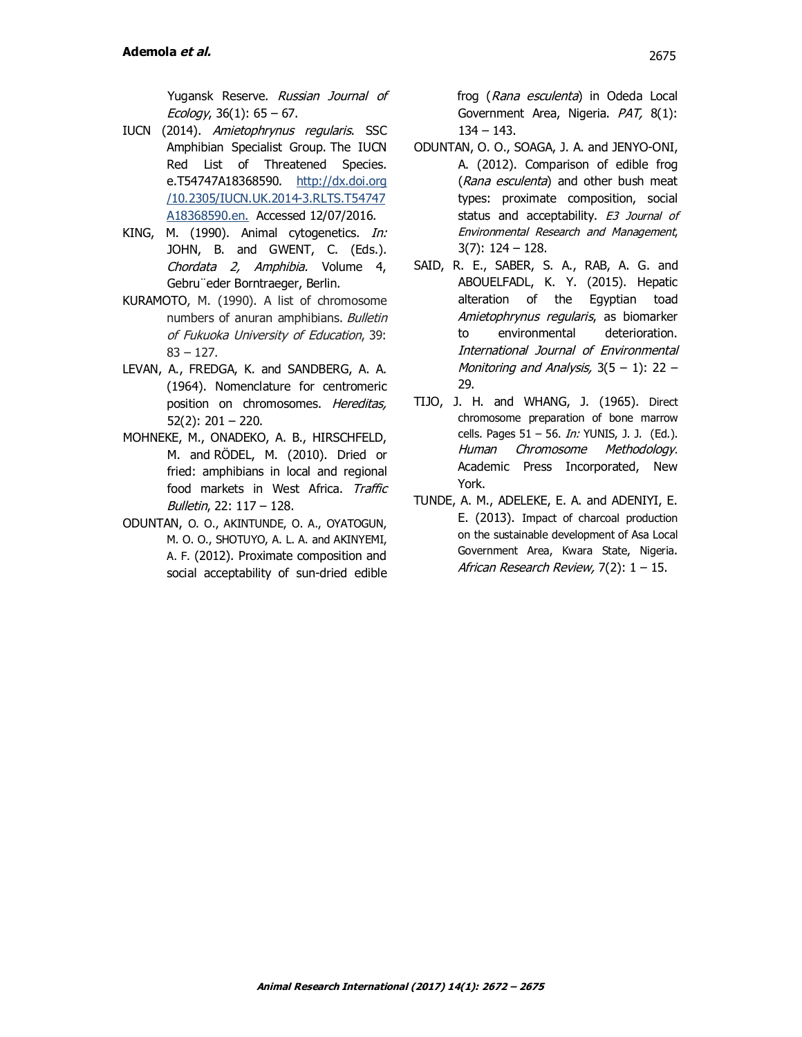Yugansk Reserve. *Russian Journal of Ecology*, 36(1): 65 – 67.

IUCN (2014). *Amietophrynus regularis*. SSC Amphibian Specialist Group. The IUCN Red List of Threatened Species. e.T54747A18368590. http://dx.doi.org/10.2305/IUCN.UK.2014-3.RLTS.T54747A18368590.en. Accessed 12/07/2016.

KING, M. (1990). Animal cytogenetics. *In:* JOHN, B. and GWENT, C. (Eds.). *Chordata 2, Amphibia.* Volume 4, Gebru¨eder Borntraeger, Berlin.

KURAMOTO, M. (1990). A list of chromosome numbers of anuran amphibians. *Bulletin of Fukuoka University of Education*, 39: 83 – 127.

LEVAN, A., FREDGA, K. and SANDBERG, A. A. (1964). Nomenclature for centromeric position on chromosomes. *Hereditas,* 52(2): 201 – 220.

MOHNEKE, M., ONADEKO, A. B., HIRSCHFELD, M. and RÖDEL, M. (2010). Dried or fried: amphibians in local and regional food markets in West Africa. *Traffic Bulletin*, 22: 117 – 128.

ODUNTAN, O. O., AKINTUNDE, O. A., OYATOGUN, M. O. O., SHOTUYO, A. L. A. and AKINYEMI, A. F. (2012). Proximate composition and social acceptability of sun-dried edible frog (*Rana esculenta*) in Odeda Local Government Area, Nigeria. *PAT,* 8(1): 134 – 143.

ODUNTAN, O. O., SOAGA, J. A. and JENYO-ONI, A. (2012). Comparison of edible frog (*Rana esculenta*) and other bush meat types: proximate composition, social status and acceptability. *E3 Journal of Environmental Research and Management*, 3(7): 124 – 128.

SAID, R. E., SABER, S. A., RAB, A. G. and ABOUELFADL, K. Y. (2015). Hepatic alteration of the Egyptian toad *Amietophrynus regularis*, as biomarker to environmental deterioration. *International Journal of Environmental Monitoring and Analysis,* 3(5 – 1): 22 – 29.

TIJO, J. H. and WHANG, J. (1965). Direct chromosome preparation of bone marrow cells. Pages 51 – 56. *In:* YUNIS, J. J. (Ed.). *Human Chromosome Methodology.* Academic Press Incorporated, New York.

TUNDE, A. M., ADELEKE, E. A. and ADENIYI, E. E. (2013). Impact of charcoal production on the sustainable development of Asa Local Government Area, Kwara State, Nigeria. *African Research Review,* 7(2): 1 – 15.